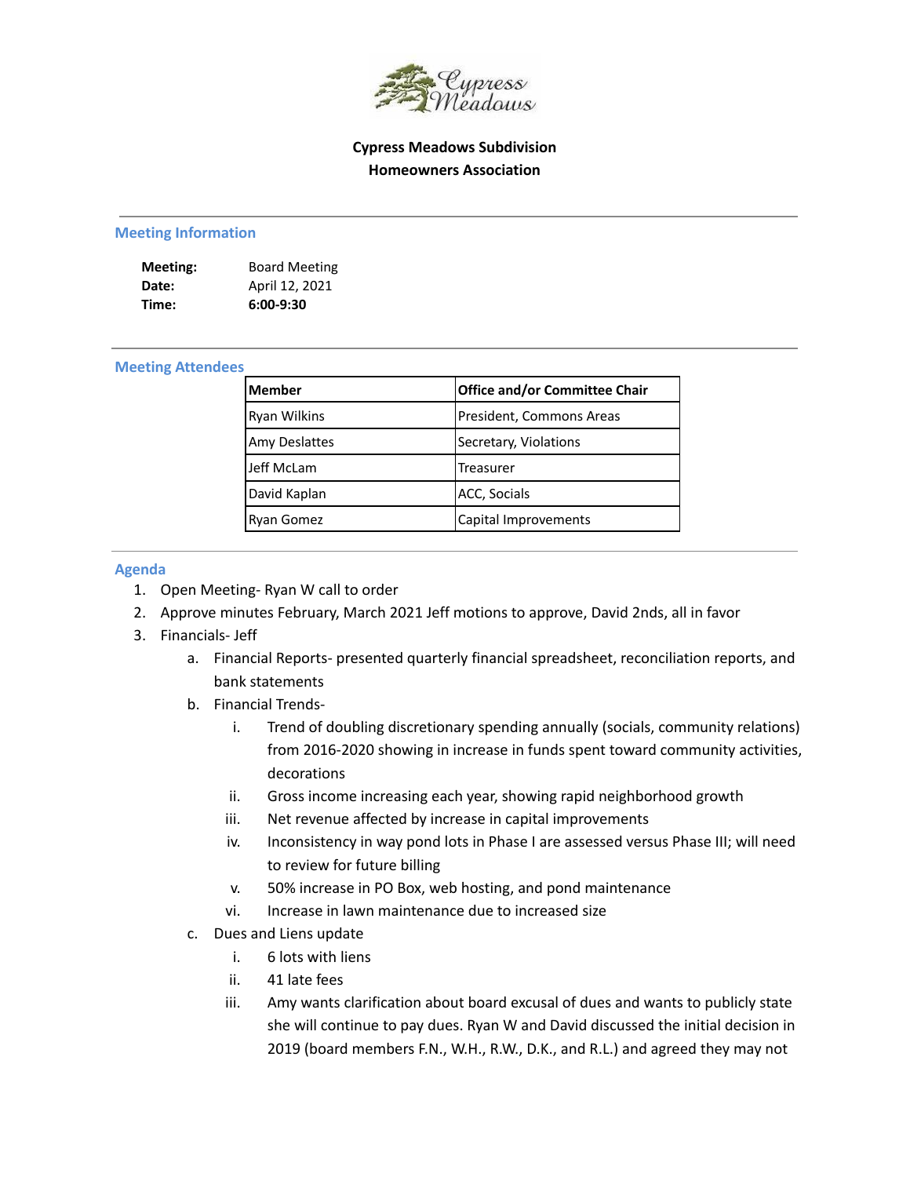# Cypress Meadows Subdivision
# Homeowners Association

## Meeting Information

**Meeting:** Board Meeting
**Date:** April 12, 2021
**Time:** **6:00-9:30**

## Meeting Attendees

| Member | Office and/or Committee Chair |
|---|---|
| Ryan Wilkins | President, Commons Areas |
| Amy Deslattes | Secretary, Violations |
| Jeff McLam | Treasurer |
| David Kaplan | ACC, Socials |
| Ryan Gomez | Capital Improvements |

## Agenda

1. Open Meeting- Ryan W call to order
2. Approve minutes February, March 2021 Jeff motions to approve, David 2nds, all in favor
3. Financials- Jeff
   a. Financial Reports- presented quarterly financial spreadsheet, reconciliation reports, and bank statements
   b. Financial Trends-
      i. Trend of doubling discretionary spending annually (socials, community relations) from 2016-2020 showing in increase in funds spent toward community activities, decorations
      ii. Gross income increasing each year, showing rapid neighborhood growth
      iii. Net revenue affected by increase in capital improvements
      iv. Inconsistency in way pond lots in Phase I are assessed versus Phase III; will need to review for future billing
      v. 50% increase in PO Box, web hosting, and pond maintenance
      vi. Increase in lawn maintenance due to increased size
   c. Dues and Liens update
      i. 6 lots with liens
      ii. 41 late fees
      iii. Amy wants clarification about board excusal of dues and wants to publicly state she will continue to pay dues. Ryan W and David discussed the initial decision in 2019 (board members F.N., W.H., R.W., D.K., and R.L.) and agreed they may not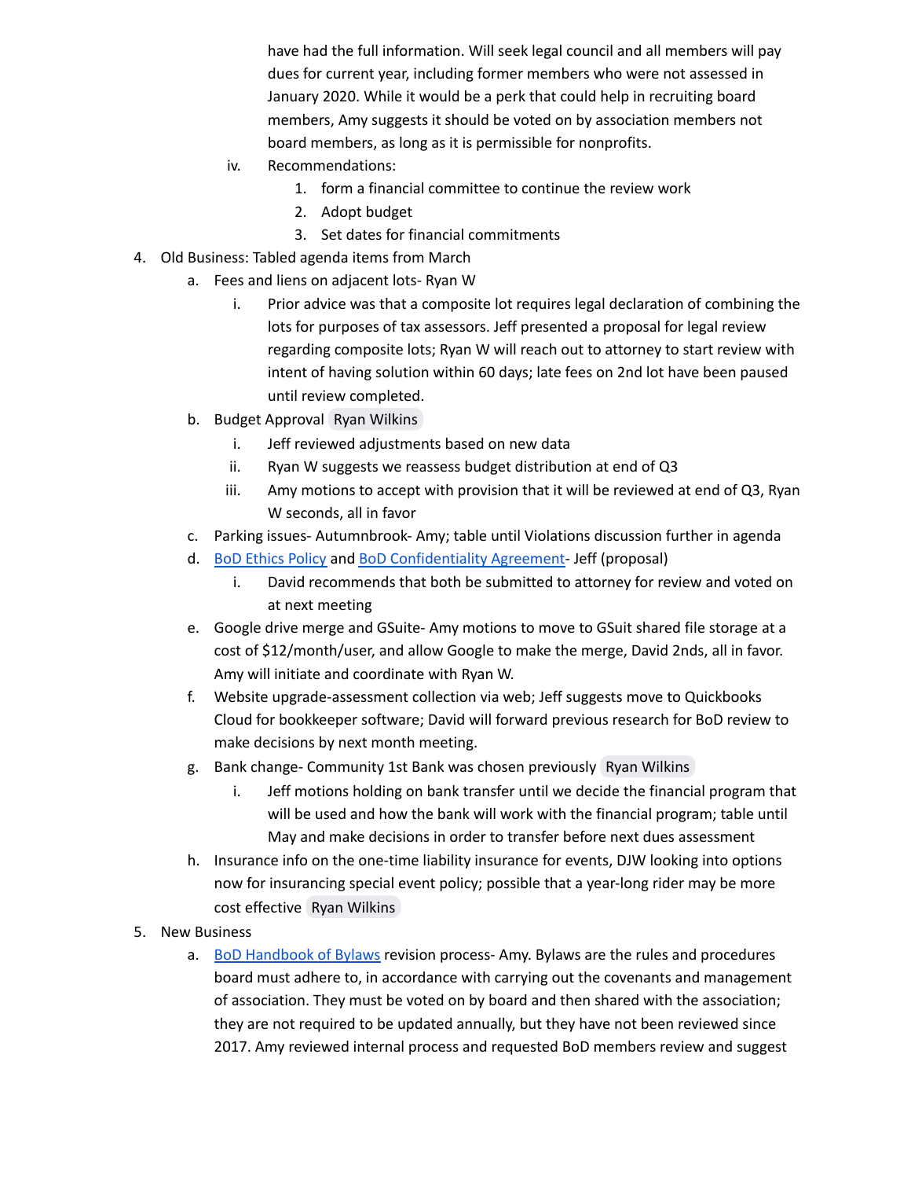have had the full information. Will seek legal council and all members will pay dues for current year, including former members who were not assessed in January 2020. While it would be a perk that could help in recruiting board members, Amy suggests it should be voted on by association members not board members, as long as it is permissible for nonprofits.

iv. Recommendations:
   1. form a financial committee to continue the review work
   2. Adopt budget
   3. Set dates for financial commitments

4. Old Business: Tabled agenda items from March
   a. Fees and liens on adjacent lots- Ryan W
      i. Prior advice was that a composite lot requires legal declaration of combining the lots for purposes of tax assessors. Jeff presented a proposal for legal review regarding composite lots; Ryan W will reach out to attorney to start review with intent of having solution within 60 days; late fees on 2nd lot have been paused until review completed.
   b. Budget Approval Ryan Wilkins
      i. Jeff reviewed adjustments based on new data
      ii. Ryan W suggests we reassess budget distribution at end of Q3
      iii. Amy motions to accept with provision that it will be reviewed at end of Q3, Ryan W seconds, all in favor
   c. Parking issues- Autumnbrook- Amy; table until Violations discussion further in agenda
   d. BoD Ethics Policy and BoD Confidentiality Agreement- Jeff (proposal)
      i. David recommends that both be submitted to attorney for review and voted on at next meeting
   e. Google drive merge and GSuite- Amy motions to move to GSuit shared file storage at a cost of $12/month/user, and allow Google to make the merge, David 2nds, all in favor. Amy will initiate and coordinate with Ryan W.
   f. Website upgrade-assessment collection via web; Jeff suggests move to Quickbooks Cloud for bookkeeper software; David will forward previous research for BoD review to make decisions by next month meeting.
   g. Bank change- Community 1st Bank was chosen previously Ryan Wilkins
      i. Jeff motions holding on bank transfer until we decide the financial program that will be used and how the bank will work with the financial program; table until May and make decisions in order to transfer before next dues assessment
   h. Insurance info on the one-time liability insurance for events, DJW looking into options now for insurancing special event policy; possible that a year-long rider may be more cost effective Ryan Wilkins

5. New Business
   a. BoD Handbook of Bylaws revision process- Amy. Bylaws are the rules and procedures board must adhere to, in accordance with carrying out the covenants and management of association. They must be voted on by board and then shared with the association; they are not required to be updated annually, but they have not been reviewed since 2017. Amy reviewed internal process and requested BoD members review and suggest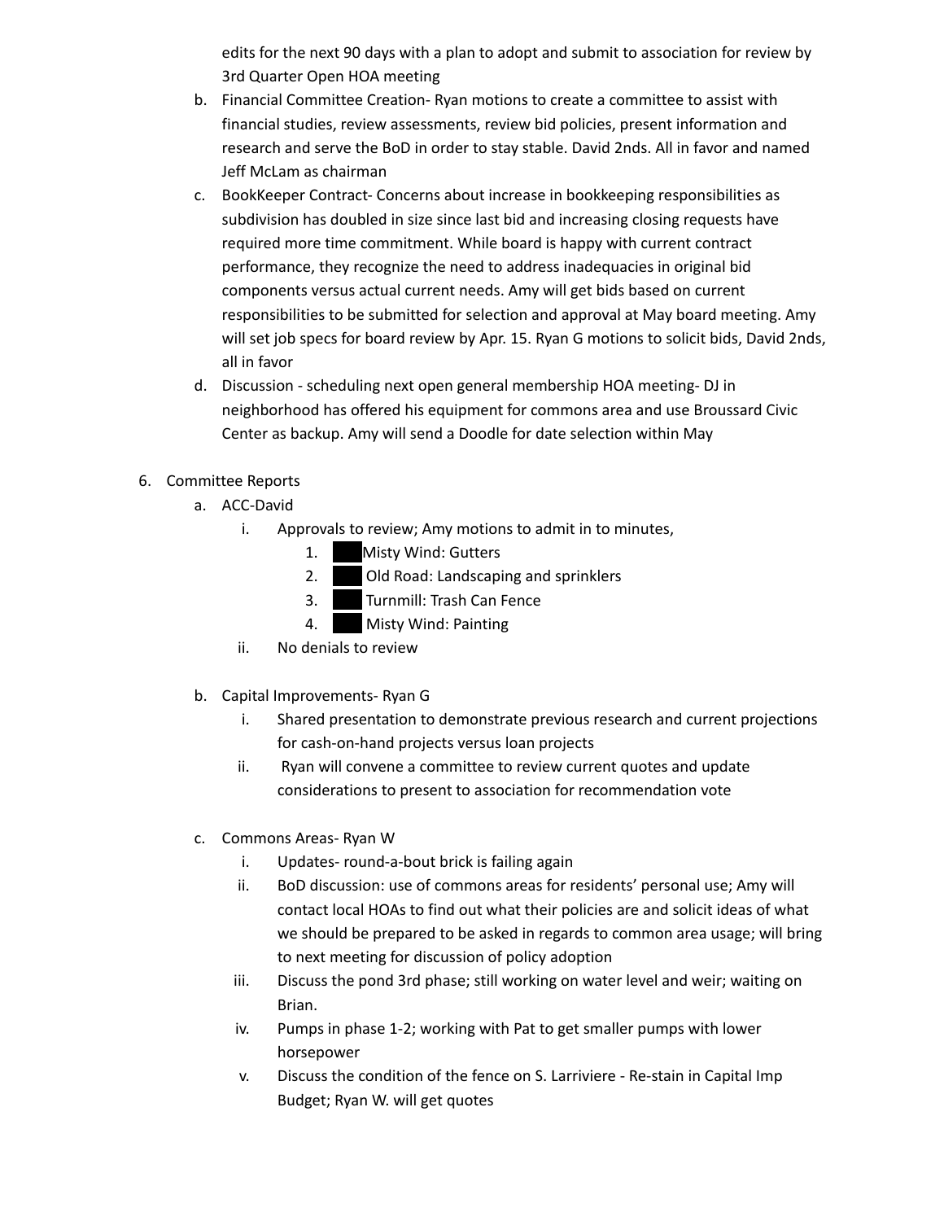edits for the next 90 days with a plan to adopt and submit to association for review by 3rd Quarter Open HOA meeting

b. Financial Committee Creation- Ryan motions to create a committee to assist with financial studies, review assessments, review bid policies, present information and research and serve the BoD in order to stay stable. David 2nds. All in favor and named Jeff McLam as chairman

c. BookKeeper Contract- Concerns about increase in bookkeeping responsibilities as subdivision has doubled in size since last bid and increasing closing requests have required more time commitment. While board is happy with current contract performance, they recognize the need to address inadequacies in original bid components versus actual current needs. Amy will get bids based on current responsibilities to be submitted for selection and approval at May board meeting. Amy will set job specs for board review by Apr. 15. Ryan G motions to solicit bids, David 2nds, all in favor

d. Discussion - scheduling next open general membership HOA meeting- DJ in neighborhood has offered his equipment for commons area and use Broussard Civic Center as backup. Amy will send a Doodle for date selection within May

6. Committee Reports
   a. ACC-David
      i. Approvals to review; Amy motions to admit in to minutes,
         1. ███ Misty Wind: Gutters
         2. ███ Old Road: Landscaping and sprinklers
         3. ███ Turnmill: Trash Can Fence
         4. ███ Misty Wind: Painting
      ii. No denials to review

   b. Capital Improvements- Ryan G
      i. Shared presentation to demonstrate previous research and current projections for cash-on-hand projects versus loan projects
      ii. Ryan will convene a committee to review current quotes and update considerations to present to association for recommendation vote

   c. Commons Areas- Ryan W
      i. Updates- round-a-bout brick is failing again
      ii. BoD discussion: use of commons areas for residents' personal use; Amy will contact local HOAs to find out what their policies are and solicit ideas of what we should be prepared to be asked in regards to common area usage; will bring to next meeting for discussion of policy adoption
      iii. Discuss the pond 3rd phase; still working on water level and weir; waiting on Brian.
      iv. Pumps in phase 1-2; working with Pat to get smaller pumps with lower horsepower
      v. Discuss the condition of the fence on S. Larriviere - Re-stain in Capital Imp Budget; Ryan W. will get quotes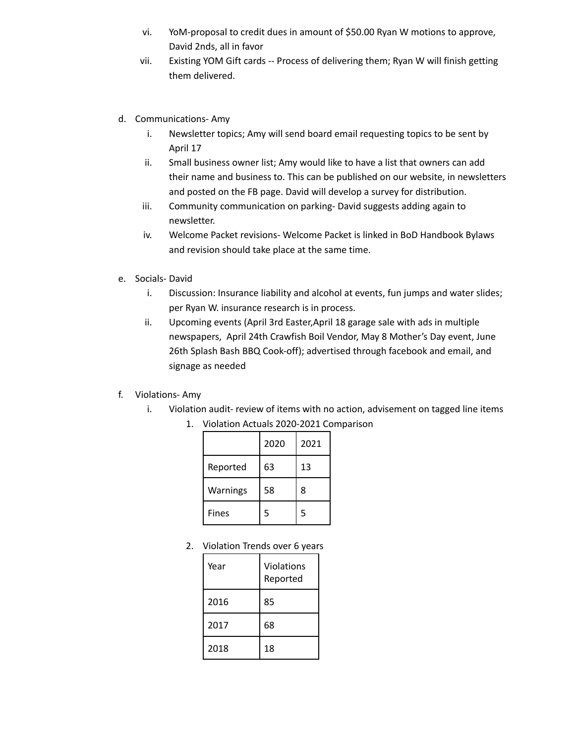vi. YoM-proposal to credit dues in amount of $50.00 Ryan W motions to approve, David 2nds, all in favor

vii. Existing YOM Gift cards -- Process of delivering them; Ryan W will finish getting them delivered.

d. Communications- Amy

   i. Newsletter topics; Amy will send board email requesting topics to be sent by April 17

   ii. Small business owner list; Amy would like to have a list that owners can add their name and business to. This can be published on our website, in newsletters and posted on the FB page. David will develop a survey for distribution.

   iii. Community communication on parking- David suggests adding again to newsletter.

   iv. Welcome Packet revisions- Welcome Packet is linked in BoD Handbook Bylaws and revision should take place at the same time.

e. Socials- David

   i. Discussion: Insurance liability and alcohol at events, fun jumps and water slides; per Ryan W. insurance research is in process.

   ii. Upcoming events (April 3rd Easter,April 18 garage sale with ads in multiple newspapers, April 24th Crawfish Boil Vendor, May 8 Mother's Day event, June 26th Splash Bash BBQ Cook-off); advertised through facebook and email, and signage as needed

f. Violations- Amy

   i. Violation audit- review of items with no action, advisement on tagged line items

      1. Violation Actuals 2020-2021 Comparison

| | 2020 | 2021 |
|---|---|---|
| Reported | 63 | 13 |
| Warnings | 58 | 8 |
| Fines | 5 | 5 |

      2. Violation Trends over 6 years

| Year | Violations Reported |
|---|---|
| 2016 | 85 |
| 2017 | 68 |
| 2018 | 18 |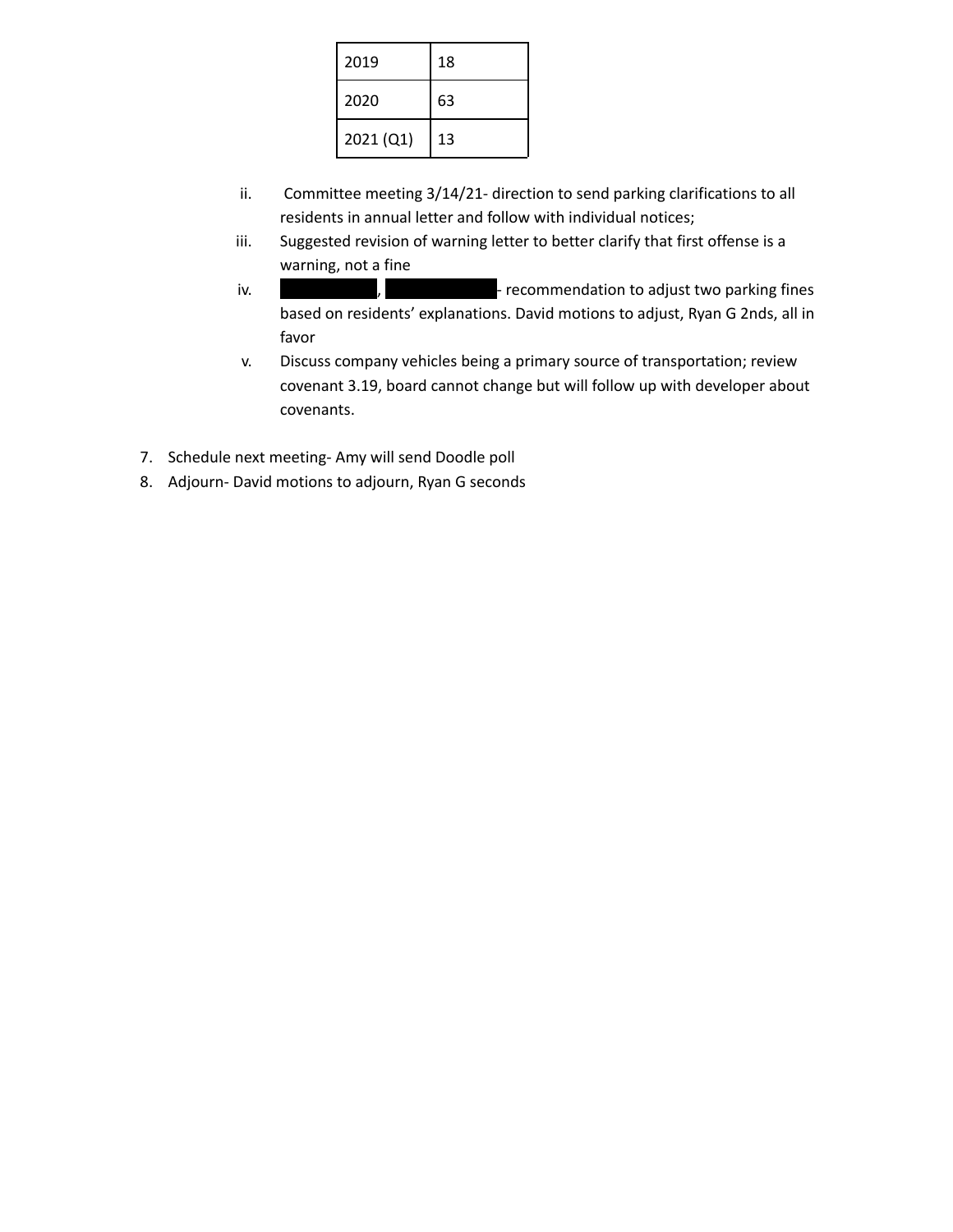| | |
|---|---|
| 2019 | 18 |
| 2020 | 63 |
| 2021 (Q1) | 13 |

ii. Committee meeting 3/14/21- direction to send parking clarifications to all residents in annual letter and follow with individual notices;

iii. Suggested revision of warning letter to better clarify that first offense is a warning, not a fine

iv. [REDACTED], [REDACTED]- recommendation to adjust two parking fines based on residents' explanations. David motions to adjust, Ryan G 2nds, all in favor

v. Discuss company vehicles being a primary source of transportation; review covenant 3.19, board cannot change but will follow up with developer about covenants.

7. Schedule next meeting- Amy will send Doodle poll
8. Adjourn- David motions to adjourn, Ryan G seconds